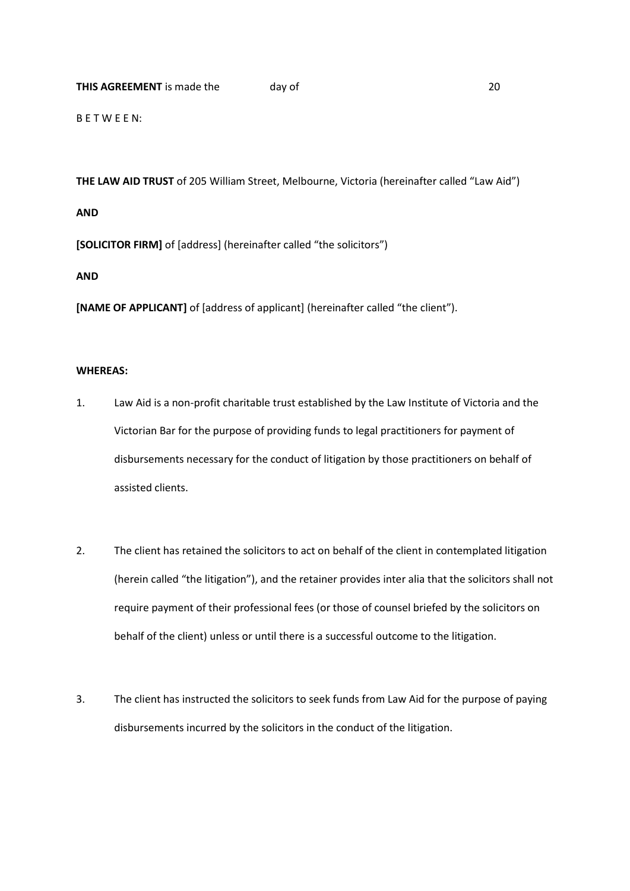**THIS AGREEMENT** is made the day of 20

B E T W E E N:

**THE LAW AID TRUST** of 205 William Street, Melbourne, Victoria (hereinafter called "Law Aid")

**AND**

**[SOLICITOR FIRM]** of [address] (hereinafter called "the solicitors")

**AND**

**[NAME OF APPLICANT]** of [address of applicant] (hereinafter called "the client").

**WHEREAS:**

1. Law Aid is a non-profit charitable trust established by the Law Institute of Victoria and the Victorian Bar for the purpose of providing funds to legal practitioners for payment of disbursements necessary for the conduct of litigation by those practitioners on behalf of assisted clients.

2. The client has retained the solicitors to act on behalf of the client in contemplated litigation (herein called "the litigation"), and the retainer provides inter alia that the solicitors shall not require payment of their professional fees (or those of counsel briefed by the solicitors on behalf of the client) unless or until there is a successful outcome to the litigation.

3. The client has instructed the solicitors to seek funds from Law Aid for the purpose of paying disbursements incurred by the solicitors in the conduct of the litigation.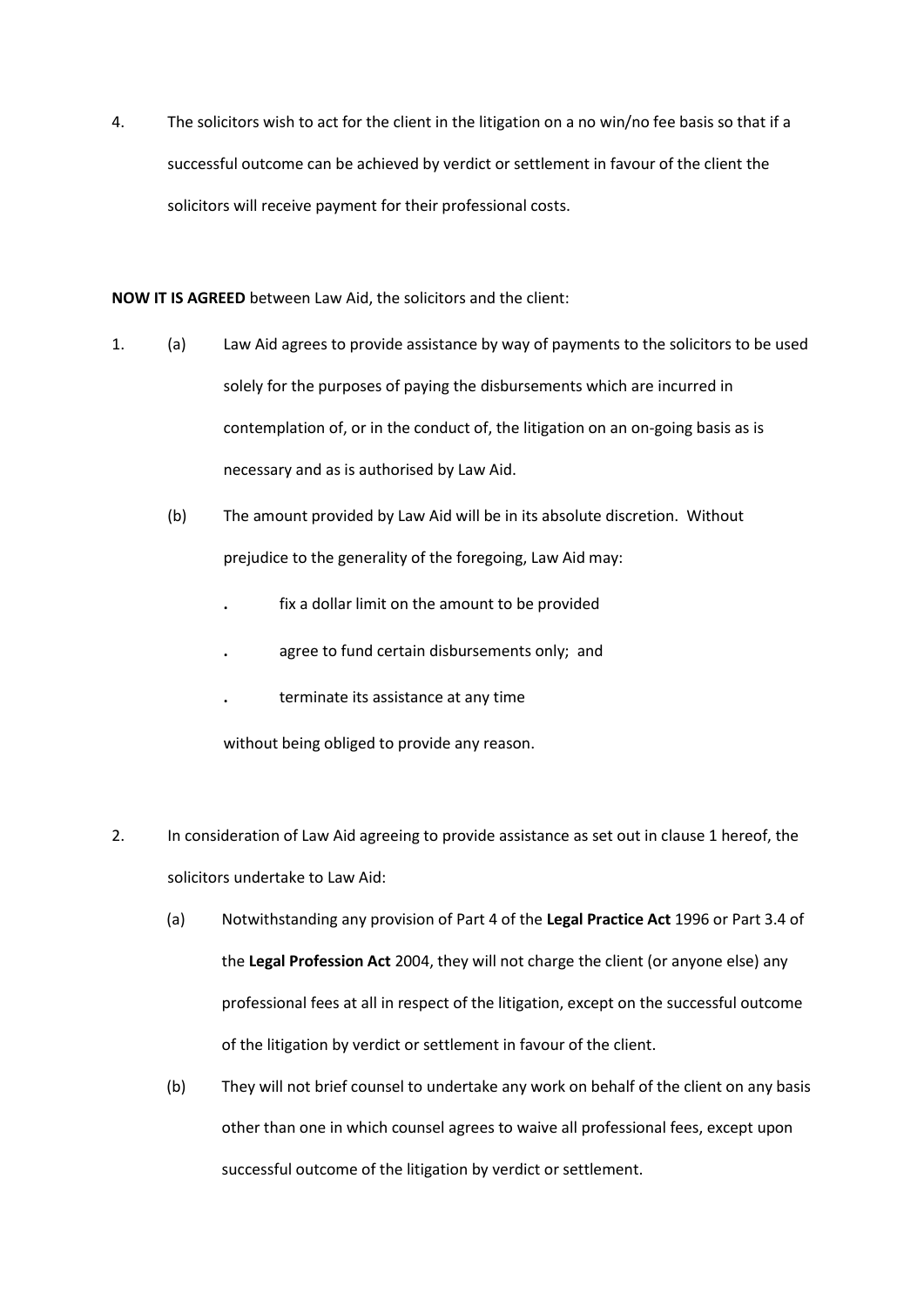4. The solicitors wish to act for the client in the litigation on a no win/no fee basis so that if a successful outcome can be achieved by verdict or settlement in favour of the client the solicitors will receive payment for their professional costs.

**NOW IT IS AGREED** between Law Aid, the solicitors and the client:

1. (a) Law Aid agrees to provide assistance by way of payments to the solicitors to be used solely for the purposes of paying the disbursements which are incurred in contemplation of, or in the conduct of, the litigation on an on-going basis as is necessary and as is authorised by Law Aid.

   (b) The amount provided by Law Aid will be in its absolute discretion. Without prejudice to the generality of the foregoing, Law Aid may:

   - fix a dollar limit on the amount to be provided
   - agree to fund certain disbursements only; and
   - terminate its assistance at any time

   without being obliged to provide any reason.

2. In consideration of Law Aid agreeing to provide assistance as set out in clause 1 hereof, the solicitors undertake to Law Aid:

   (a) Notwithstanding any provision of Part 4 of the **Legal Practice Act** 1996 or Part 3.4 of the **Legal Profession Act** 2004, they will not charge the client (or anyone else) any professional fees at all in respect of the litigation, except on the successful outcome of the litigation by verdict or settlement in favour of the client.

   (b) They will not brief counsel to undertake any work on behalf of the client on any basis other than one in which counsel agrees to waive all professional fees, except upon successful outcome of the litigation by verdict or settlement.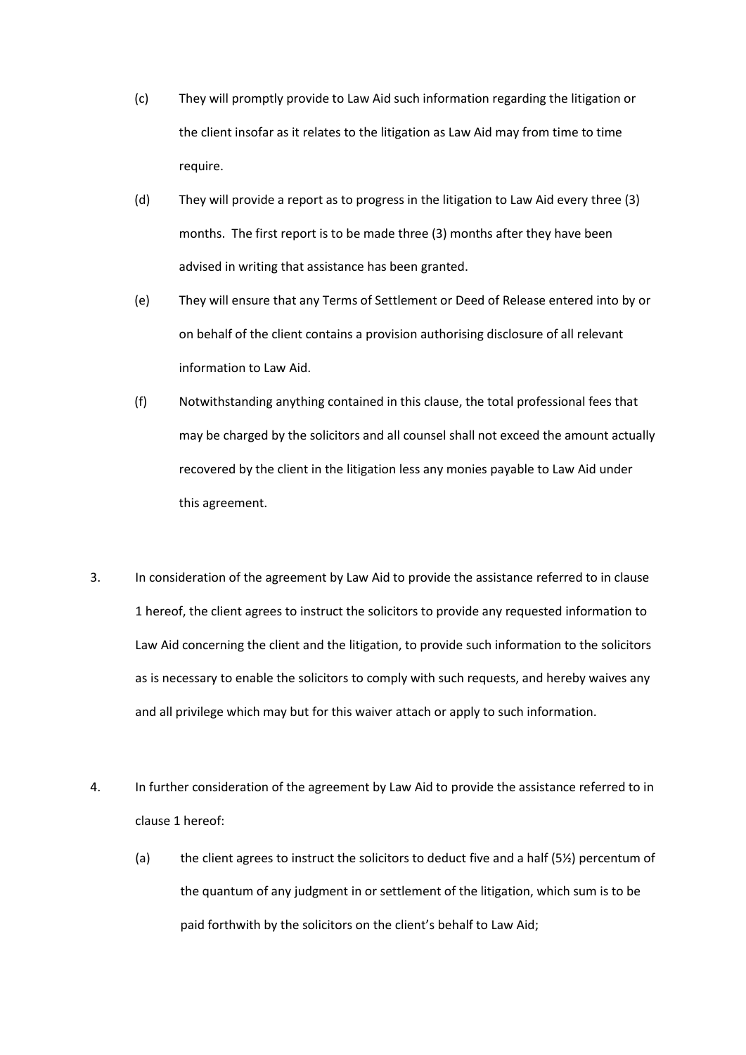(c) They will promptly provide to Law Aid such information regarding the litigation or the client insofar as it relates to the litigation as Law Aid may from time to time require.

(d) They will provide a report as to progress in the litigation to Law Aid every three (3) months. The first report is to be made three (3) months after they have been advised in writing that assistance has been granted.

(e) They will ensure that any Terms of Settlement or Deed of Release entered into by or on behalf of the client contains a provision authorising disclosure of all relevant information to Law Aid.

(f) Notwithstanding anything contained in this clause, the total professional fees that may be charged by the solicitors and all counsel shall not exceed the amount actually recovered by the client in the litigation less any monies payable to Law Aid under this agreement.

3. In consideration of the agreement by Law Aid to provide the assistance referred to in clause 1 hereof, the client agrees to instruct the solicitors to provide any requested information to Law Aid concerning the client and the litigation, to provide such information to the solicitors as is necessary to enable the solicitors to comply with such requests, and hereby waives any and all privilege which may but for this waiver attach or apply to such information.

4. In further consideration of the agreement by Law Aid to provide the assistance referred to in clause 1 hereof:

   (a) the client agrees to instruct the solicitors to deduct five and a half (5½) percentum of the quantum of any judgment in or settlement of the litigation, which sum is to be paid forthwith by the solicitors on the client's behalf to Law Aid;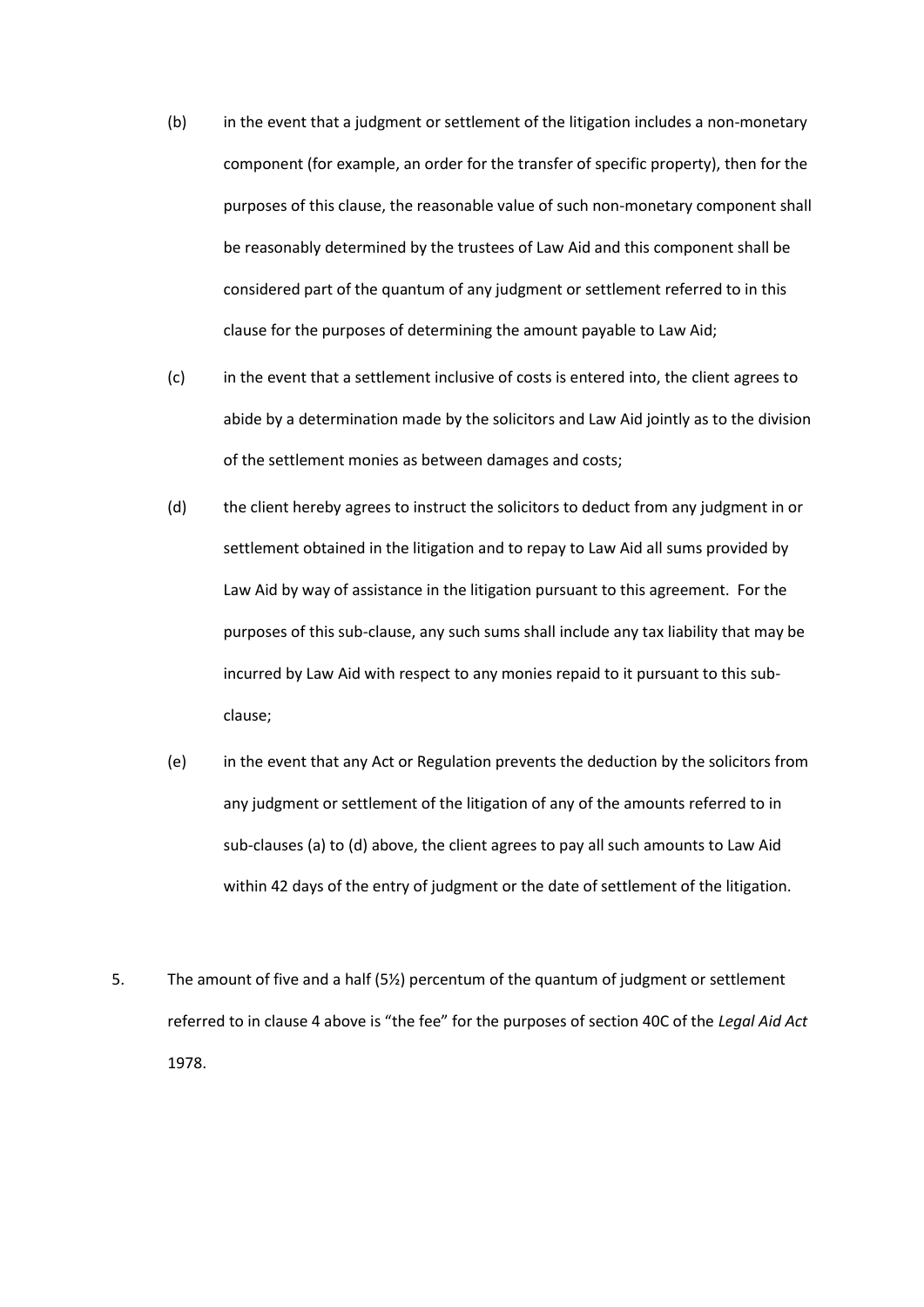(b) in the event that a judgment or settlement of the litigation includes a non-monetary component (for example, an order for the transfer of specific property), then for the purposes of this clause, the reasonable value of such non-monetary component shall be reasonably determined by the trustees of Law Aid and this component shall be considered part of the quantum of any judgment or settlement referred to in this clause for the purposes of determining the amount payable to Law Aid;

(c) in the event that a settlement inclusive of costs is entered into, the client agrees to abide by a determination made by the solicitors and Law Aid jointly as to the division of the settlement monies as between damages and costs;

(d) the client hereby agrees to instruct the solicitors to deduct from any judgment in or settlement obtained in the litigation and to repay to Law Aid all sums provided by Law Aid by way of assistance in the litigation pursuant to this agreement. For the purposes of this sub-clause, any such sums shall include any tax liability that may be incurred by Law Aid with respect to any monies repaid to it pursuant to this sub-clause;

(e) in the event that any Act or Regulation prevents the deduction by the solicitors from any judgment or settlement of the litigation of any of the amounts referred to in sub-clauses (a) to (d) above, the client agrees to pay all such amounts to Law Aid within 42 days of the entry of judgment or the date of settlement of the litigation.

5. The amount of five and a half (5½) percentum of the quantum of judgment or settlement referred to in clause 4 above is "the fee" for the purposes of section 40C of the *Legal Aid Act* 1978.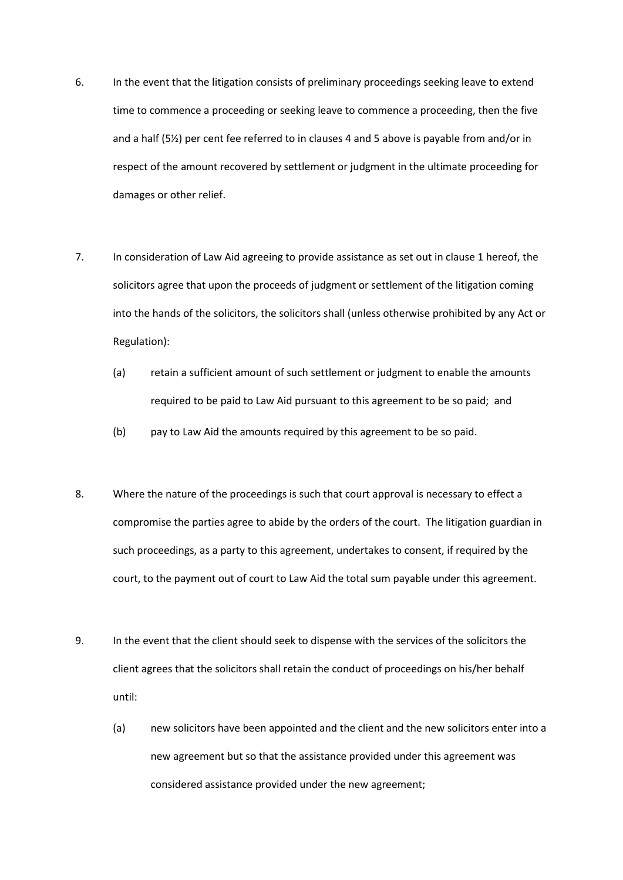6. In the event that the litigation consists of preliminary proceedings seeking leave to extend time to commence a proceeding or seeking leave to commence a proceeding, then the five and a half (5½) per cent fee referred to in clauses 4 and 5 above is payable from and/or in respect of the amount recovered by settlement or judgment in the ultimate proceeding for damages or other relief.

7. In consideration of Law Aid agreeing to provide assistance as set out in clause 1 hereof, the solicitors agree that upon the proceeds of judgment or settlement of the litigation coming into the hands of the solicitors, the solicitors shall (unless otherwise prohibited by any Act or Regulation):

   (a) retain a sufficient amount of such settlement or judgment to enable the amounts required to be paid to Law Aid pursuant to this agreement to be so paid; and

   (b) pay to Law Aid the amounts required by this agreement to be so paid.

8. Where the nature of the proceedings is such that court approval is necessary to effect a compromise the parties agree to abide by the orders of the court. The litigation guardian in such proceedings, as a party to this agreement, undertakes to consent, if required by the court, to the payment out of court to Law Aid the total sum payable under this agreement.

9. In the event that the client should seek to dispense with the services of the solicitors the client agrees that the solicitors shall retain the conduct of proceedings on his/her behalf until:

   (a) new solicitors have been appointed and the client and the new solicitors enter into a new agreement but so that the assistance provided under this agreement was considered assistance provided under the new agreement;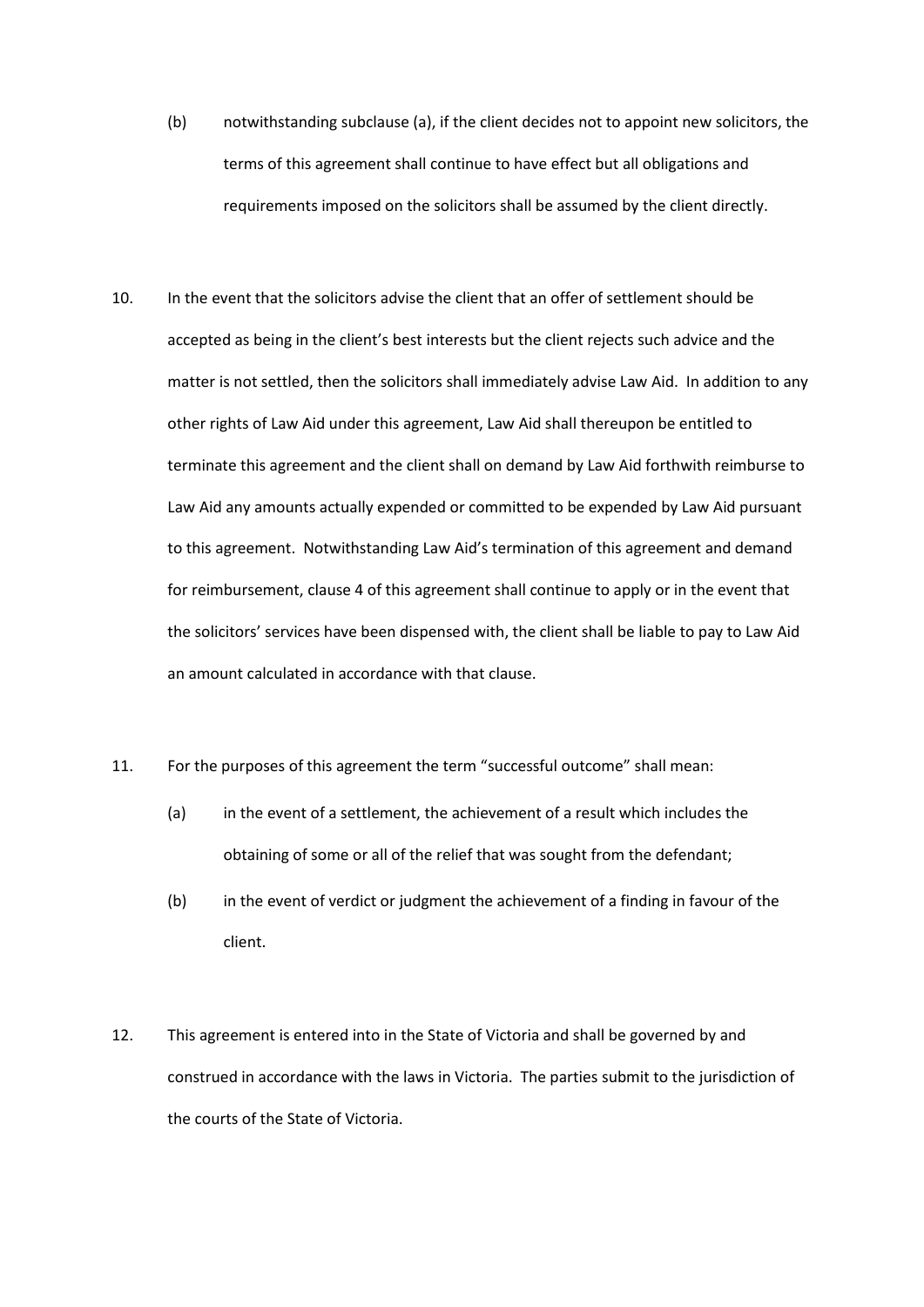(b) notwithstanding subclause (a), if the client decides not to appoint new solicitors, the terms of this agreement shall continue to have effect but all obligations and requirements imposed on the solicitors shall be assumed by the client directly.

10. In the event that the solicitors advise the client that an offer of settlement should be accepted as being in the client's best interests but the client rejects such advice and the matter is not settled, then the solicitors shall immediately advise Law Aid. In addition to any other rights of Law Aid under this agreement, Law Aid shall thereupon be entitled to terminate this agreement and the client shall on demand by Law Aid forthwith reimburse to Law Aid any amounts actually expended or committed to be expended by Law Aid pursuant to this agreement. Notwithstanding Law Aid's termination of this agreement and demand for reimbursement, clause 4 of this agreement shall continue to apply or in the event that the solicitors' services have been dispensed with, the client shall be liable to pay to Law Aid an amount calculated in accordance with that clause.

11. For the purposes of this agreement the term "successful outcome" shall mean:

    (a) in the event of a settlement, the achievement of a result which includes the obtaining of some or all of the relief that was sought from the defendant;

    (b) in the event of verdict or judgment the achievement of a finding in favour of the client.

12. This agreement is entered into in the State of Victoria and shall be governed by and construed in accordance with the laws in Victoria. The parties submit to the jurisdiction of the courts of the State of Victoria.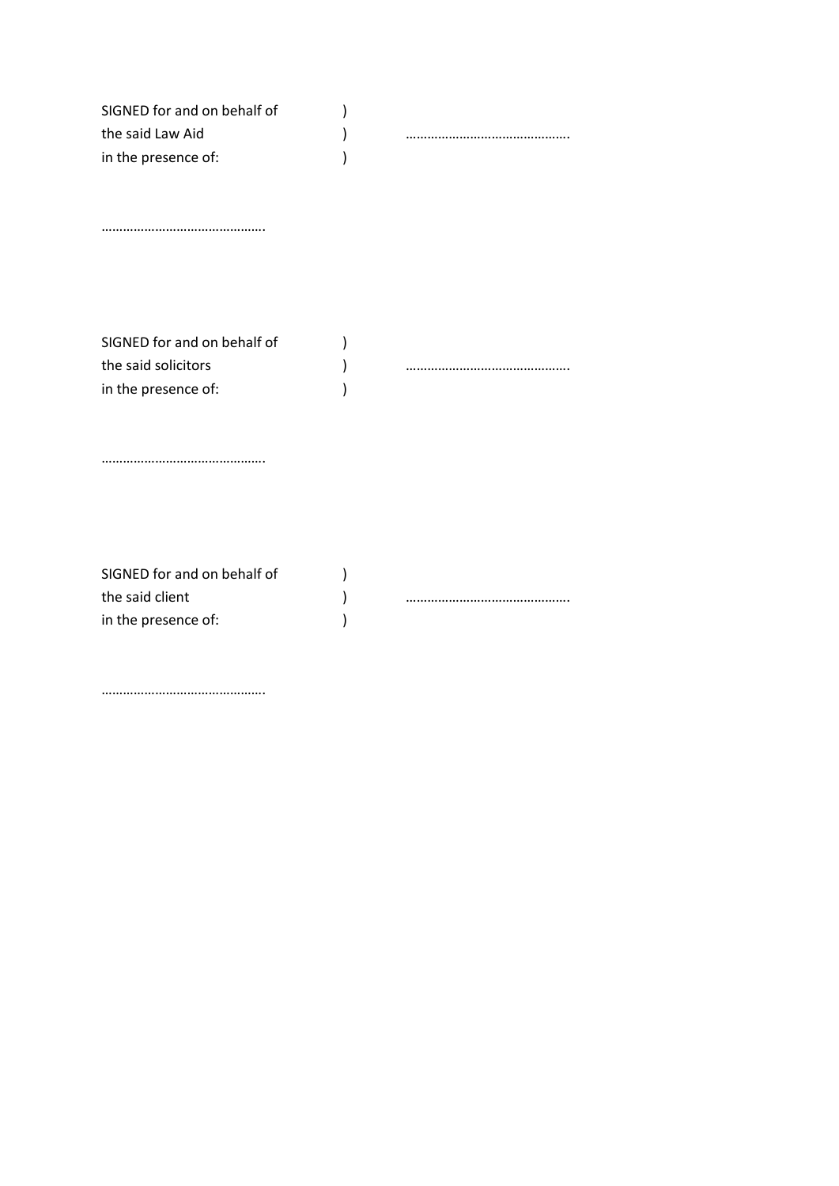SIGNED for and on behalf of )
the said Law Aid ) ……………………………………….
in the presence of: )

……………………………………….

SIGNED for and on behalf of )
the said solicitors ) ……………………………………….
in the presence of: )

……………………………………….

SIGNED for and on behalf of )
the said client ) ……………………………………….
in the presence of: )

……………………………………….